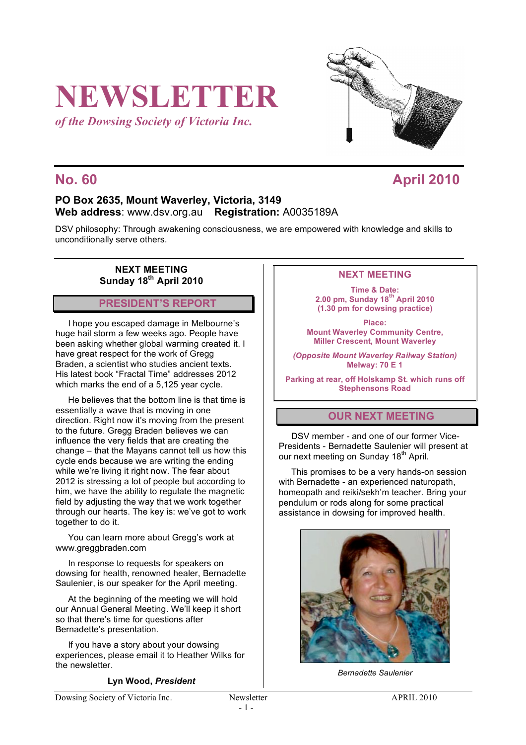# NEWSLETTER

*of the Dowsing Society of Victoria Inc.*

## No. 60 — April 2010

**PO Box 2635, Mount Waverley, Victoria, 3149**
**Web address**: www.dsv.org.au **Registration:** A0035189A

DSV philosophy: Through awakening consciousness, we are empowered with knowledge and skills to unconditionally serve others.

**NEXT MEETING**
**Sunday 18th April 2010**

## PRESIDENT'S REPORT

I hope you escaped damage in Melbourne's huge hail storm a few weeks ago. People have been asking whether global warming created it. I have great respect for the work of Gregg Braden, a scientist who studies ancient texts. His latest book "Fractal Time" addresses 2012 which marks the end of a 5,125 year cycle.

He believes that the bottom line is that time is essentially a wave that is moving in one direction. Right now it's moving from the present to the future. Gregg Braden believes we can influence the very fields that are creating the change – that the Mayans cannot tell us how this cycle ends because we are writing the ending while we're living it right now. The fear about 2012 is stressing a lot of people but according to him, we have the ability to regulate the magnetic field by adjusting the way that we work together through our hearts. The key is: we've got to work together to do it.

You can learn more about Gregg's work at www.greggbraden.com

In response to requests for speakers on dowsing for health, renowned healer, Bernadette Saulenier, is our speaker for the April meeting.

At the beginning of the meeting we will hold our Annual General Meeting. We'll keep it short so that there's time for questions after Bernadette's presentation.

If you have a story about your dowsing experiences, please email it to Heather Wilks for the newsletter.

**Lyn Wood, *President***

## NEXT MEETING

**Time & Date:**
**2.00 pm, Sunday 18th April 2010**
**(1.30 pm for dowsing practice)**

**Place:**
**Mount Waverley Community Centre,**
**Miller Crescent, Mount Waverley**

***(Opposite Mount Waverley Railway Station)***
**Melway: 70 E 1**

**Parking at rear, off Holskamp St. which runs off Stephensons Road**

## OUR NEXT MEETING

DSV member - and one of our former Vice-Presidents - Bernadette Saulenier will present at our next meeting on Sunday 18th April.

This promises to be a very hands-on session with Bernadette - an experienced naturopath, homeopath and reiki/sekh'm teacher. Bring your pendulum or rods along for some practical assistance in dowsing for improved health.

*Bernadette Saulenier*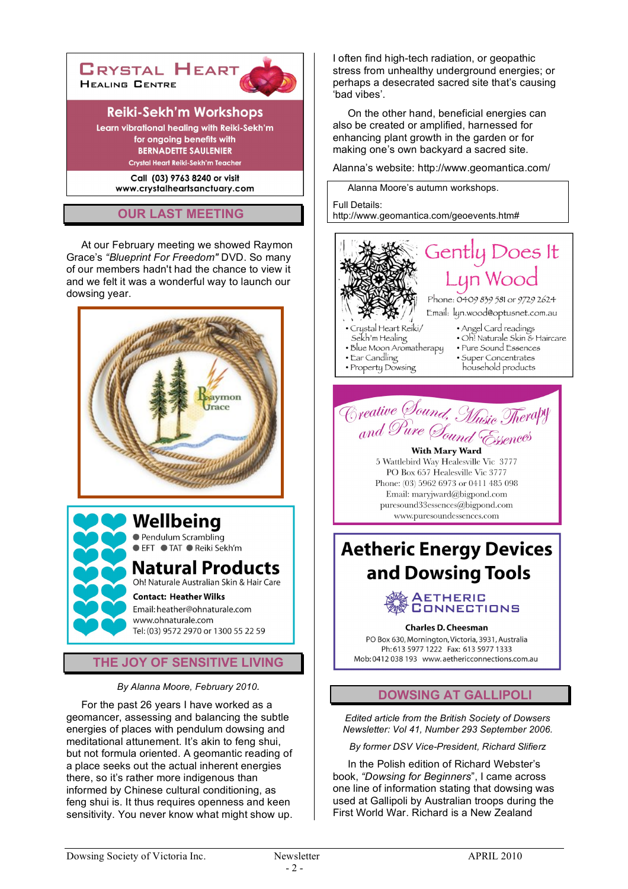**CRYSTAL HEART**
**HEALING CENTRE**

**Reiki-Sekh'm Workshops**

Learn vibrational healing with Reiki-Sekh'm for ongoing benefits with
**BERNADETTE SAULENIER**
Crystal Heart Reiki-Sekh'm Teacher

Call (03) 9763 8240 or visit
www.crystalheartsanctuary.com

## OUR LAST MEETING

At our February meeting we showed Raymon Grace's *"Blueprint For Freedom"* DVD. So many of our members hadn't had the chance to view it and we felt it was a wonderful way to launch our dowsing year.

**Wellbeing**
- Pendulum Scrambling
- EFT
- TAT
- Reiki Sekh'm

**Natural Products**
Oh! Naturale Australian Skin & Hair Care

**Contact: Heather Wilks**
Email: heather@ohnaturale.com
www.ohnaturale.com
Tel: (03) 9572 2970 or 1300 55 22 59

## THE JOY OF SENSITIVE LIVING

*By Alanna Moore, February 2010.*

For the past 26 years I have worked as a geomancer, assessing and balancing the subtle energies of places with pendulum dowsing and meditational attunement. It's akin to feng shui, but not formula oriented. A geomantic reading of a place seeks out the actual inherent energies there, so it's rather more indigenous than informed by Chinese cultural conditioning, as feng shui is. It thus requires openness and keen sensitivity. You never know what might show up. I often find high-tech radiation, or geopathic stress from unhealthy underground energies; or perhaps a desecrated sacred site that's causing 'bad vibes'.

On the other hand, beneficial energies can also be created or amplified, harnessed for enhancing plant growth in the garden or for making one's own backyard a sacred site.

Alanna's website: http://www.geomantica.com/

Alanna Moore's autumn workshops.

Full Details:
http://www.geomantica.com/geoevents.htm#

**Gently Does It**
**Lyn Wood**

Phone: 0409 839 581 or 9729 2624
Email: lyn.wood@optusnet.com.au

- Crystal Heart Reiki/Sekh'm Healing
- Blue Moon Aromatherapy
- Ear Candling
- Property Dowsing
- Angel Card readings
- Oh! Naturale Skin & Haircare
- Pure Sound Essences
- Super Concentrates household products

**Creative Sound, Music Therapy and Pure Sound Essences**

**With Mary Ward**
5 Wattlebird Way Healesville Vic 3777
PO Box 657 Healesville Vic 3777
Phone: (03) 5962 6973 or 0411 485 098
Email: maryjward@bigpond.com
puresound33essences@bigpond.com
www.puresoundessences.com

**Aetheric Energy Devices and Dowsing Tools**

AETHERIC CONNECTIONS

**Charles D. Cheesman**
PO Box 630, Mornington, Victoria, 3931, Australia
Ph: 613 5977 1222 Fax: 613 5977 1333
Mob: 0412 038 193 www.aethericconnections.com.au

## DOWSING AT GALLIPOLI

*Edited article from the British Society of Dowsers Newsletter: Vol 41, Number 293 September 2006.*

*By former DSV Vice-President, Richard Slifierz*

In the Polish edition of Richard Webster's book, *"Dowsing for Beginners"*, I came across one line of information stating that dowsing was used at Gallipoli by Australian troops during the First World War. Richard is a New Zealand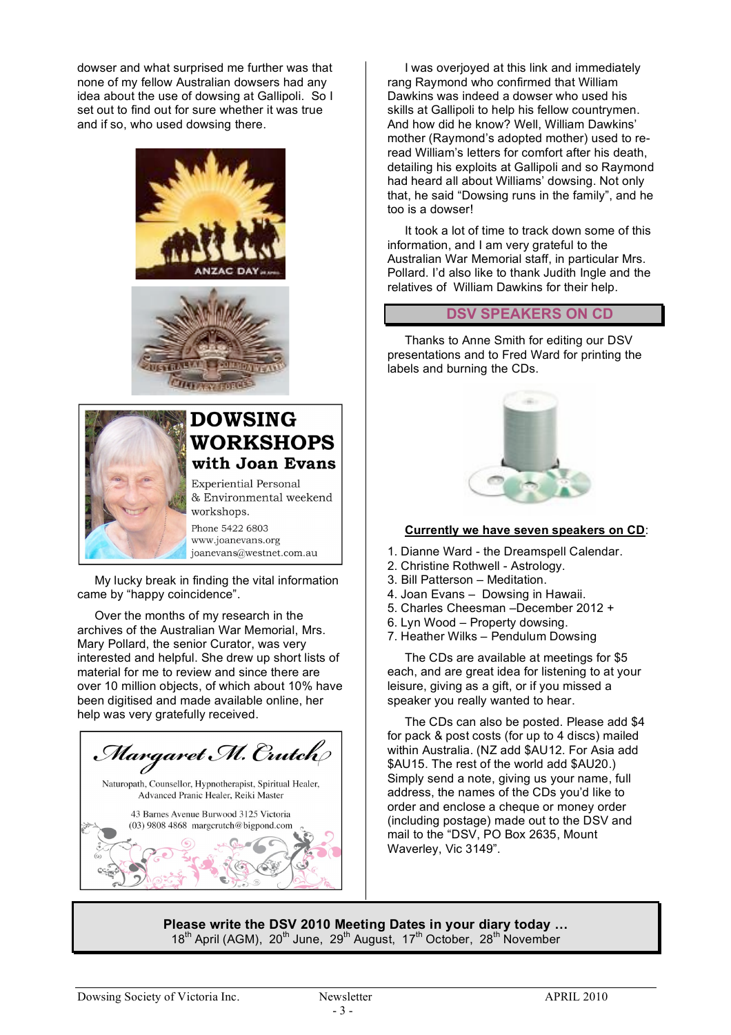dowser and what surprised me further was that none of my fellow Australian dowsers had any idea about the use of dowsing at Gallipoli. So I set out to find out for sure whether it was true and if so, who used dowsing there.

**DOWSING WORKSHOPS with Joan Evans**

Experiential Personal & Environmental weekend workshops.

Phone 5422 6803
www.joanevans.org
joanevans@westnet.com.au

My lucky break in finding the vital information came by "happy coincidence".

Over the months of my research in the archives of the Australian War Memorial, Mrs. Mary Pollard, the senior Curator, was very interested and helpful. She drew up short lists of material for me to review and since there are over 10 million objects, of which about 10% have been digitised and made available online, her help was very gratefully received.

*Margaret M. Crutch*

Naturopath, Counsellor, Hypnotherapist, Spiritual Healer, Advanced Pranic Healer, Reiki Master

43 Barnes Avenue Burwood 3125 Victoria
(03) 9808 4868 margcrutch@bigpond.com

I was overjoyed at this link and immediately rang Raymond who confirmed that William Dawkins was indeed a dowser who used his skills at Gallipoli to help his fellow countrymen. And how did he know? Well, William Dawkins' mother (Raymond's adopted mother) used to re-read William's letters for comfort after his death, detailing his exploits at Gallipoli and so Raymond had heard all about Williams' dowsing. Not only that, he said "Dowsing runs in the family", and he too is a dowser!

It took a lot of time to track down some of this information, and I am very grateful to the Australian War Memorial staff, in particular Mrs. Pollard. I'd also like to thank Judith Ingle and the relatives of William Dawkins for their help.

## DSV SPEAKERS ON CD

Thanks to Anne Smith for editing our DSV presentations and to Fred Ward for printing the labels and burning the CDs.

**Currently we have seven speakers on CD**:

1. Dianne Ward - the Dreamspell Calendar.
2. Christine Rothwell - Astrology.
3. Bill Patterson – Meditation.
4. Joan Evans – Dowsing in Hawaii.
5. Charles Cheesman –December 2012 +
6. Lyn Wood – Property dowsing.
7. Heather Wilks – Pendulum Dowsing

The CDs are available at meetings for $5 each, and are great idea for listening to at your leisure, giving as a gift, or if you missed a speaker you really wanted to hear.

The CDs can also be posted. Please add $4 for pack & post costs (for up to 4 discs) mailed within Australia. (NZ add $AU12. For Asia add $AU15. The rest of the world add $AU20.) Simply send a note, giving us your name, full address, the names of the CDs you'd like to order and enclose a cheque or money order (including postage) made out to the DSV and mail to the "DSV, PO Box 2635, Mount Waverley, Vic 3149".

**Please write the DSV 2010 Meeting Dates in your diary today …**
18th April (AGM), 20th June, 29th August, 17th October, 28th November